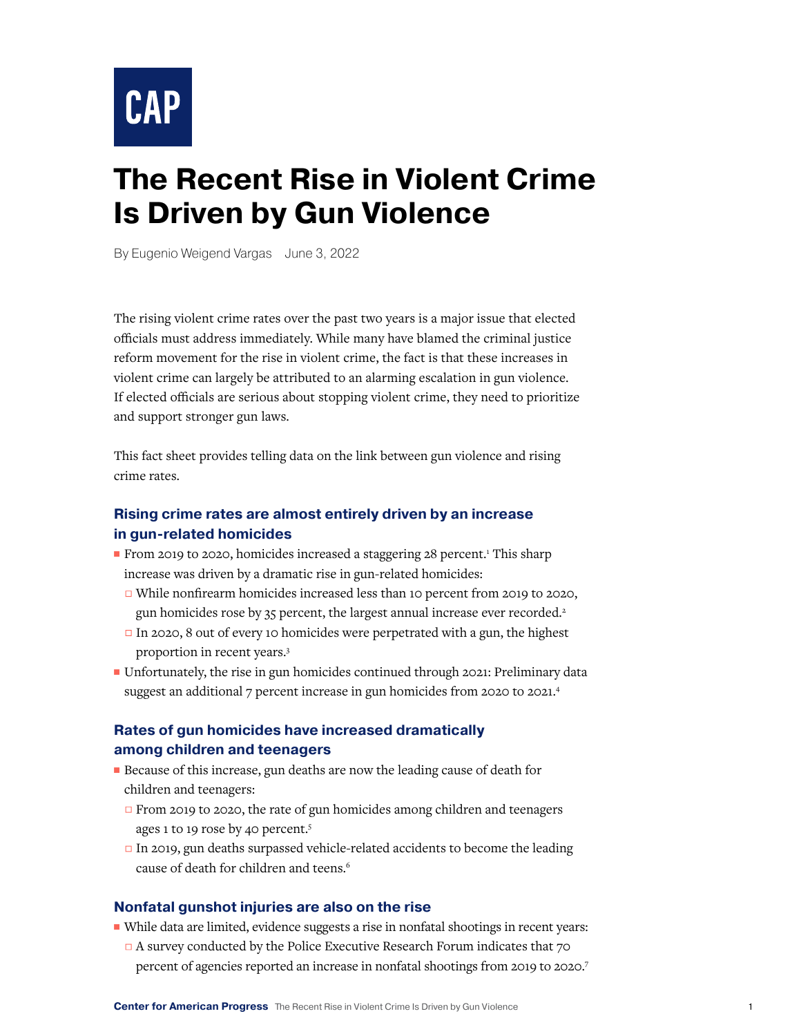CAP

# The Recent Rise in Violent Crime Is Driven by Gun Violence

By Eugenio Weigend Vargas June 3, 2022

The rising violent crime rates over the past two years is a major issue that elected officials must address immediately. While many have blamed the criminal justice reform movement for the rise in violent crime, the fact is that these increases in violent crime can largely be attributed to an alarming escalation in gun violence. If elected officials are serious about stopping violent crime, they need to prioritize and support stronger gun laws.

This fact sheet provides telling data on the link between gun violence and rising crime rates.

## Rising crime rates are almost entirely driven by an increase in gun-related homicides

- From 2019 to 2020, homicides increased a staggering 28 percent.[1] This sharp increase was driven by a dramatic rise in gun-related homicides:
  - While nonfirearm homicides increased less than 10 percent from 2019 to 2020, gun homicides rose by 35 percent, the largest annual increase ever recorded.[2]
  - In 2020, 8 out of every 10 homicides were perpetrated with a gun, the highest proportion in recent years.[3]
- Unfortunately, the rise in gun homicides continued through 2021: Preliminary data suggest an additional 7 percent increase in gun homicides from 2020 to 2021.[4]

## Rates of gun homicides have increased dramatically among children and teenagers

- Because of this increase, gun deaths are now the leading cause of death for children and teenagers:
  - From 2019 to 2020, the rate of gun homicides among children and teenagers ages 1 to 19 rose by 40 percent.[5]
  - In 2019, gun deaths surpassed vehicle-related accidents to become the leading cause of death for children and teens.[6]

## Nonfatal gunshot injuries are also on the rise

- While data are limited, evidence suggests a rise in nonfatal shootings in recent years:
  - A survey conducted by the Police Executive Research Forum indicates that 70 percent of agencies reported an increase in nonfatal shootings from 2019 to 2020.[7]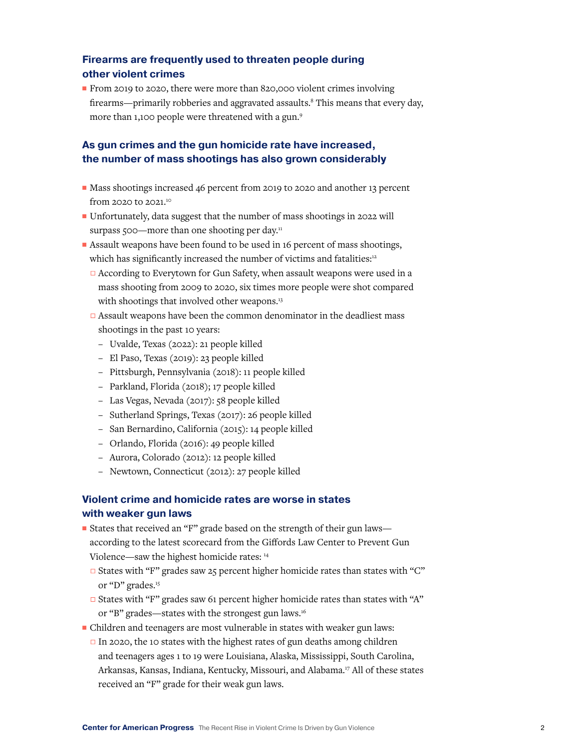## Firearms are frequently used to threaten people during other violent crimes

- From 2019 to 2020, there were more than 820,000 violent crimes involving firearms—primarily robberies and aggravated assaults.[8] This means that every day, more than 1,100 people were threatened with a gun.[9]

## As gun crimes and the gun homicide rate have increased, the number of mass shootings has also grown considerably

- Mass shootings increased 46 percent from 2019 to 2020 and another 13 percent from 2020 to 2021.[10]
- Unfortunately, data suggest that the number of mass shootings in 2022 will surpass 500—more than one shooting per day.[11]
- Assault weapons have been found to be used in 16 percent of mass shootings, which has significantly increased the number of victims and fatalities:[12]
  - According to Everytown for Gun Safety, when assault weapons were used in a mass shooting from 2009 to 2020, six times more people were shot compared with shootings that involved other weapons.[13]
  - Assault weapons have been the common denominator in the deadliest mass shootings in the past 10 years:
    - Uvalde, Texas (2022): 21 people killed
    - El Paso, Texas (2019): 23 people killed
    - Pittsburgh, Pennsylvania (2018): 11 people killed
    - Parkland, Florida (2018); 17 people killed
    - Las Vegas, Nevada (2017): 58 people killed
    - Sutherland Springs, Texas (2017): 26 people killed
    - San Bernardino, California (2015): 14 people killed
    - Orlando, Florida (2016): 49 people killed
    - Aurora, Colorado (2012): 12 people killed
    - Newtown, Connecticut (2012): 27 people killed

## Violent crime and homicide rates are worse in states with weaker gun laws

- States that received an "F" grade based on the strength of their gun laws—according to the latest scorecard from the Giffords Law Center to Prevent Gun Violence—saw the highest homicide rates: [14]
  - States with "F" grades saw 25 percent higher homicide rates than states with "C" or "D" grades.[15]
  - States with "F" grades saw 61 percent higher homicide rates than states with "A" or "B" grades—states with the strongest gun laws.[16]
- Children and teenagers are most vulnerable in states with weaker gun laws:
  - In 2020, the 10 states with the highest rates of gun deaths among children and teenagers ages 1 to 19 were Louisiana, Alaska, Mississippi, South Carolina, Arkansas, Kansas, Indiana, Kentucky, Missouri, and Alabama.[17] All of these states received an "F" grade for their weak gun laws.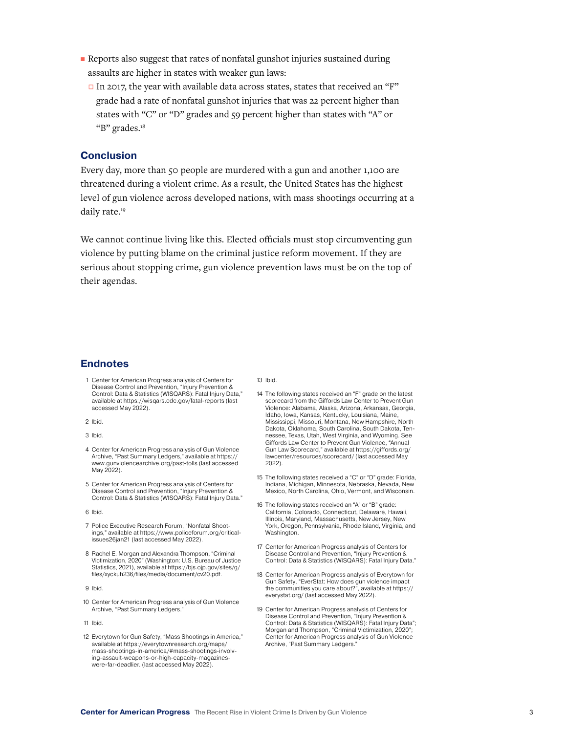- Reports also suggest that rates of nonfatal gunshot injuries sustained during assaults are higher in states with weaker gun laws:
  - In 2017, the year with available data across states, states that received an "F" grade had a rate of nonfatal gunshot injuries that was 22 percent higher than states with "C" or "D" grades and 59 percent higher than states with "A" or "B" grades.[18]

## Conclusion

Every day, more than 50 people are murdered with a gun and another 1,100 are threatened during a violent crime. As a result, the United States has the highest level of gun violence across developed nations, with mass shootings occurring at a daily rate.[19]

We cannot continue living like this. Elected officials must stop circumventing gun violence by putting blame on the criminal justice reform movement. If they are serious about stopping crime, gun violence prevention laws must be on the top of their agendas.

## Endnotes

1. Center for American Progress analysis of Centers for Disease Control and Prevention, "Injury Prevention & Control: Data & Statistics (WISQARS): Fatal Injury Data," available at https://wisqars.cdc.gov/fatal-reports (last accessed May 2022).
2. Ibid.
3. Ibid.
4. Center for American Progress analysis of Gun Violence Archive, "Past Summary Ledgers," available at https://www.gunviolencearchive.org/past-tolls (last accessed May 2022).
5. Center for American Progress analysis of Centers for Disease Control and Prevention, "Injury Prevention & Control: Data & Statistics (WISQARS): Fatal Injury Data."
6. Ibid.
7. Police Executive Research Forum, "Nonfatal Shootings," available at https://www.policeforum.org/criticalissues26jan21 (last accessed May 2022).
8. Rachel E. Morgan and Alexandra Thompson, "Criminal Victimization, 2020" (Washington: U.S. Bureau of Justice Statistics, 2021), available at https://bjs.ojp.gov/sites/g/files/xyckuh236/files/media/document/cv20.pdf.
9. Ibid.
10. Center for American Progress analysis of Gun Violence Archive, "Past Summary Ledgers."
11. Ibid.
12. Everytown for Gun Safety, "Mass Shootings in America," available at https://everytownresearch.org/maps/mass-shootings-in-america/#mass-shootings-involving-assault-weapons-or-high-capacity-magazines-were-far-deadlier. (last accessed May 2022).
13. Ibid.
14. The following states received an "F" grade on the latest scorecard from the Giffords Law Center to Prevent Gun Violence: Alabama, Alaska, Arizona, Arkansas, Georgia, Idaho, Iowa, Kansas, Kentucky, Louisiana, Maine, Mississippi, Missouri, Montana, New Hampshire, North Dakota, Oklahoma, South Carolina, South Dakota, Tennessee, Texas, Utah, West Virginia, and Wyoming. See Giffords Law Center to Prevent Gun Violence, "Annual Gun Law Scorecard," available at https://giffords.org/lawcenter/resources/scorecard/ (last accessed May 2022).
15. The following states received a "C" or "D" grade: Florida, Indiana, Michigan, Minnesota, Nebraska, Nevada, New Mexico, North Carolina, Ohio, Vermont, and Wisconsin.
16. The following states received an "A" or "B" grade: California, Colorado, Connecticut, Delaware, Hawaii, Illinois, Maryland, Massachusetts, New Jersey, New York, Oregon, Pennsylvania, Rhode Island, Virginia, and Washington.
17. Center for American Progress analysis of Centers for Disease Control and Prevention, "Injury Prevention & Control: Data & Statistics (WISQARS): Fatal Injury Data."
18. Center for American Progress analysis of Everytown for Gun Safety, "EverStat: How does gun violence impact the communities you care about?", available at https://everystat.org/ (last accessed May 2022).
19. Center for American Progress analysis of Centers for Disease Control and Prevention, "Injury Prevention & Control: Data & Statistics (WISQARS): Fatal Injury Data"; Morgan and Thompson, "Criminal Victimization, 2020"; Center for American Progress analysis of Gun Violence Archive, "Past Summary Ledgers."